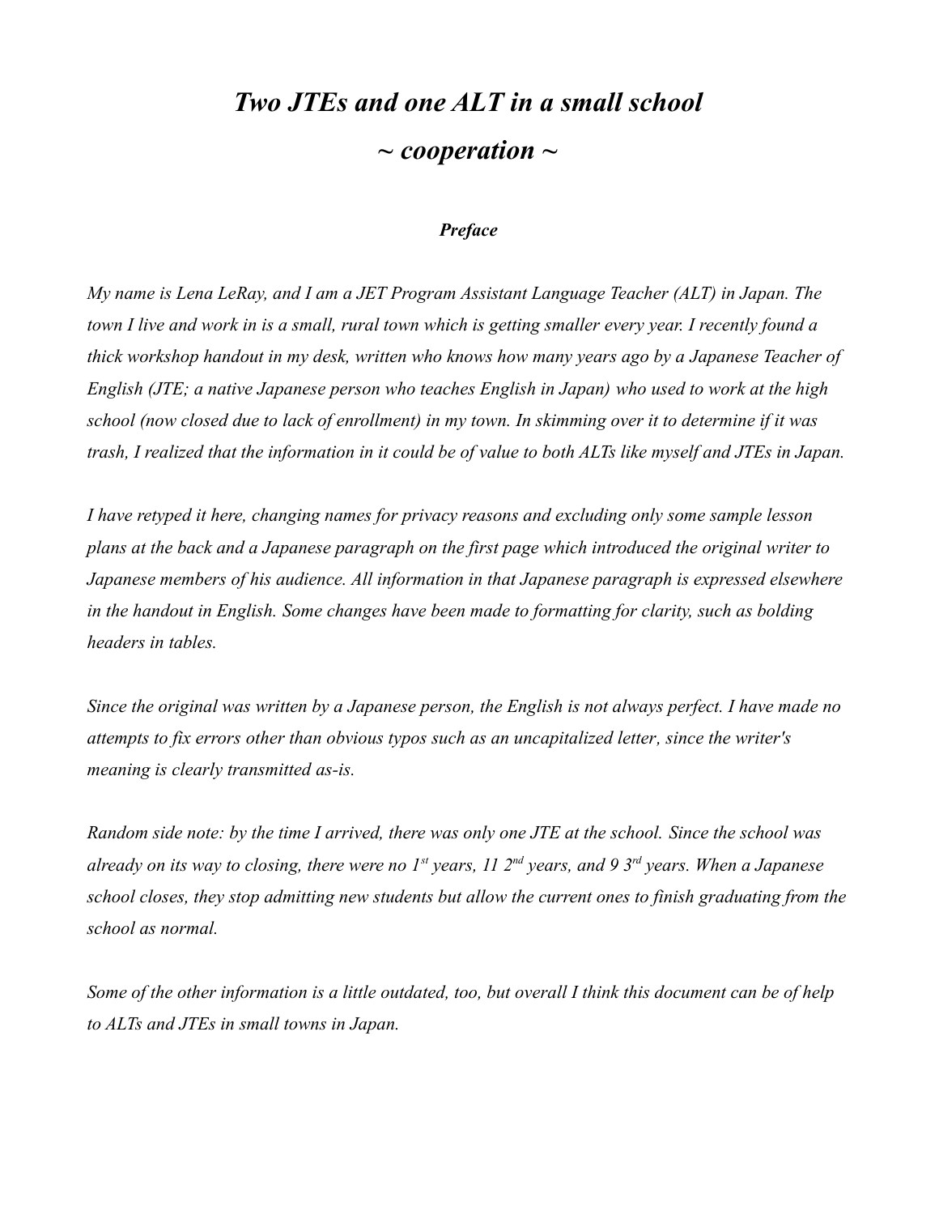# *Two JTEs and one ALT in a small school*
# *~ cooperation ~*

### *Preface*

*My name is Lena LeRay, and I am a JET Program Assistant Language Teacher (ALT) in Japan. The town I live and work in is a small, rural town which is getting smaller every year. I recently found a thick workshop handout in my desk, written who knows how many years ago by a Japanese Teacher of English (JTE; a native Japanese person who teaches English in Japan) who used to work at the high school (now closed due to lack of enrollment) in my town. In skimming over it to determine if it was trash, I realized that the information in it could be of value to both ALTs like myself and JTEs in Japan.*

*I have retyped it here, changing names for privacy reasons and excluding only some sample lesson plans at the back and a Japanese paragraph on the first page which introduced the original writer to Japanese members of his audience. All information in that Japanese paragraph is expressed elsewhere in the handout in English. Some changes have been made to formatting for clarity, such as bolding headers in tables.*

*Since the original was written by a Japanese person, the English is not always perfect. I have made no attempts to fix errors other than obvious typos such as an uncapitalized letter, since the writer's meaning is clearly transmitted as-is.*

*Random side note: by the time I arrived, there was only one JTE at the school. Since the school was already on its way to closing, there were no 1st years, 11 2nd years, and 9 3rd years. When a Japanese school closes, they stop admitting new students but allow the current ones to finish graduating from the school as normal.*

*Some of the other information is a little outdated, too, but overall I think this document can be of help to ALTs and JTEs in small towns in Japan.*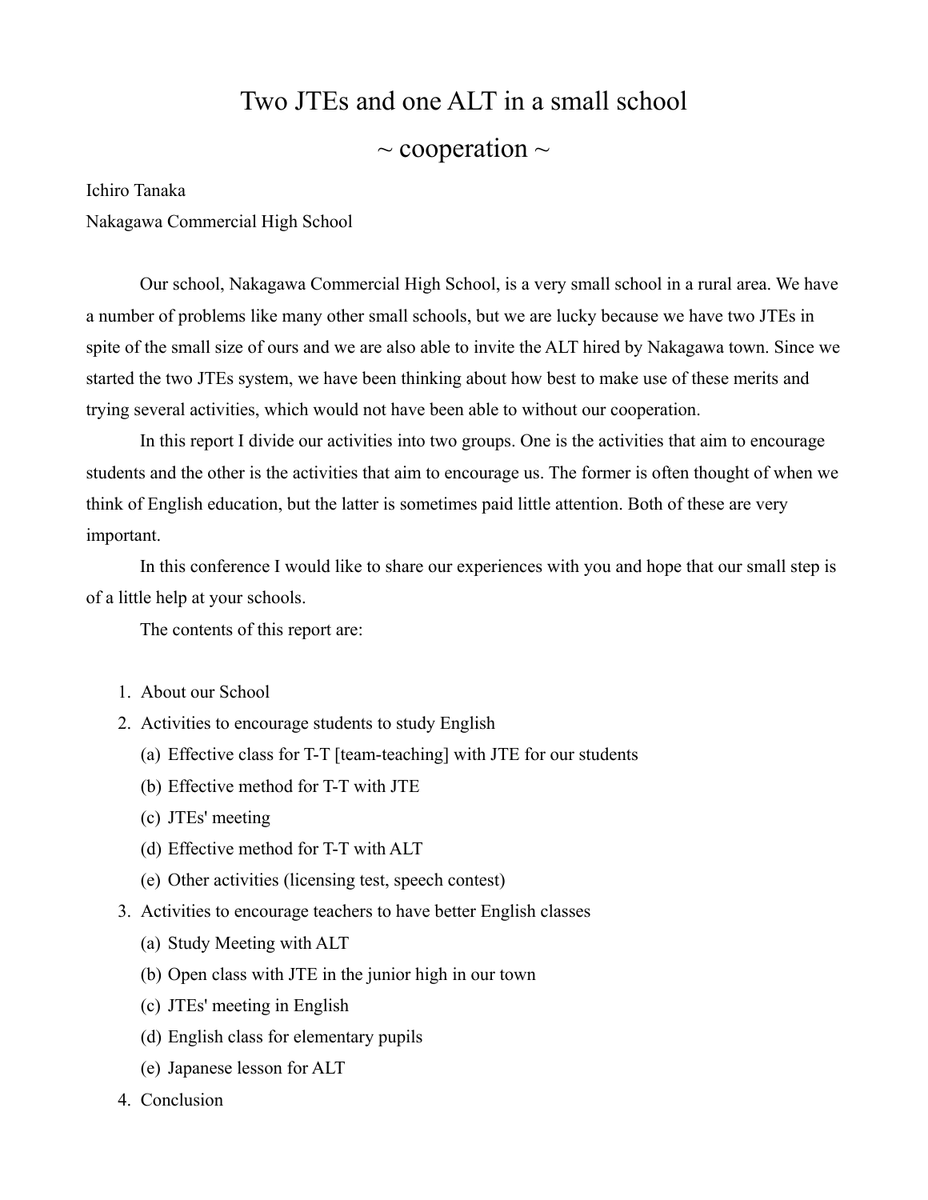# Two JTEs and one ALT in a small school

## ~ cooperation ~

Ichiro Tanaka
Nakagawa Commercial High School

Our school, Nakagawa Commercial High School, is a very small school in a rural area. We have a number of problems like many other small schools, but we are lucky because we have two JTEs in spite of the small size of ours and we are also able to invite the ALT hired by Nakagawa town. Since we started the two JTEs system, we have been thinking about how best to make use of these merits and trying several activities, which would not have been able to without our cooperation.

In this report I divide our activities into two groups. One is the activities that aim to encourage students and the other is the activities that aim to encourage us. The former is often thought of when we think of English education, but the latter is sometimes paid little attention. Both of these are very important.

In this conference I would like to share our experiences with you and hope that our small step is of a little help at your schools.

The contents of this report are:

1. About our School
2. Activities to encourage students to study English
   (a) Effective class for T-T [team-teaching] with JTE for our students
   (b) Effective method for T-T with JTE
   (c) JTEs' meeting
   (d) Effective method for T-T with ALT
   (e) Other activities (licensing test, speech contest)
3. Activities to encourage teachers to have better English classes
   (a) Study Meeting with ALT
   (b) Open class with JTE in the junior high in our town
   (c) JTEs' meeting in English
   (d) English class for elementary pupils
   (e) Japanese lesson for ALT
4. Conclusion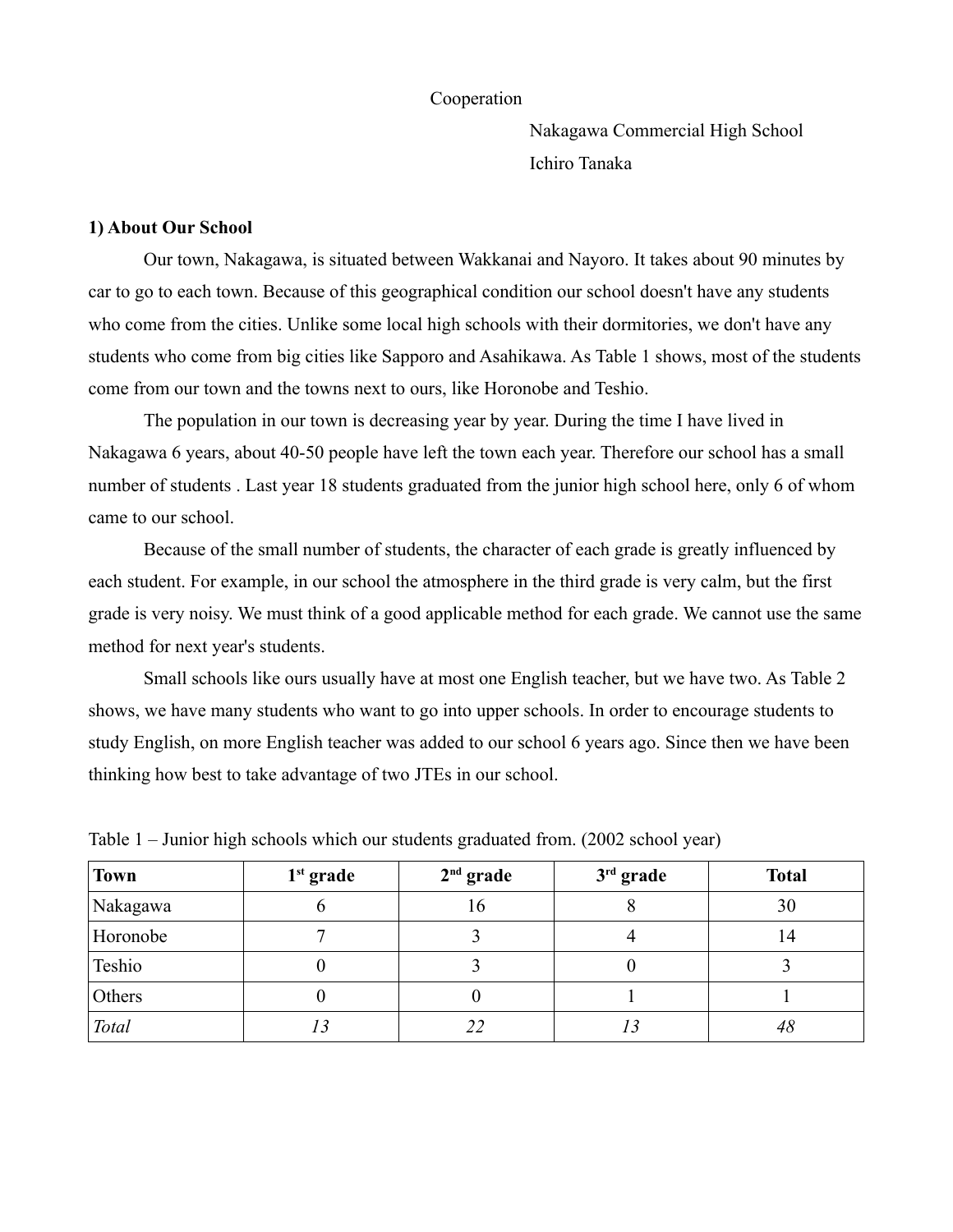Cooperation

Nakagawa Commercial High School

Ichiro Tanaka

**1) About Our School**

Our town, Nakagawa, is situated between Wakkanai and Nayoro. It takes about 90 minutes by car to go to each town. Because of this geographical condition our school doesn't have any students who come from the cities. Unlike some local high schools with their dormitories, we don't have any students who come from big cities like Sapporo and Asahikawa. As Table 1 shows, most of the students come from our town and the towns next to ours, like Horonobe and Teshio.

The population in our town is decreasing year by year. During the time I have lived in Nakagawa 6 years, about 40-50 people have left the town each year. Therefore our school has a small number of students . Last year 18 students graduated from the junior high school here, only 6 of whom came to our school.

Because of the small number of students, the character of each grade is greatly influenced by each student. For example, in our school the atmosphere in the third grade is very calm, but the first grade is very noisy. We must think of a good applicable method for each grade. We cannot use the same method for next year's students.

Small schools like ours usually have at most one English teacher, but we have two. As Table 2 shows, we have many students who want to go into upper schools. In order to encourage students to study English, on more English teacher was added to our school 6 years ago. Since then we have been thinking how best to take advantage of two JTEs in our school.

Table 1 – Junior high schools which our students graduated from. (2002 school year)

| **Town** | **1st grade** | **2nd grade** | **3rd grade** | **Total** |
|---|---|---|---|---|
| Nakagawa | 6 | 16 | 8 | 30 |
| Horonobe | 7 | 3 | 4 | 14 |
| Teshio | 0 | 3 | 0 | 3 |
| Others | 0 | 0 | 1 | 1 |
| *Total* | *13* | *22* | *13* | *48* |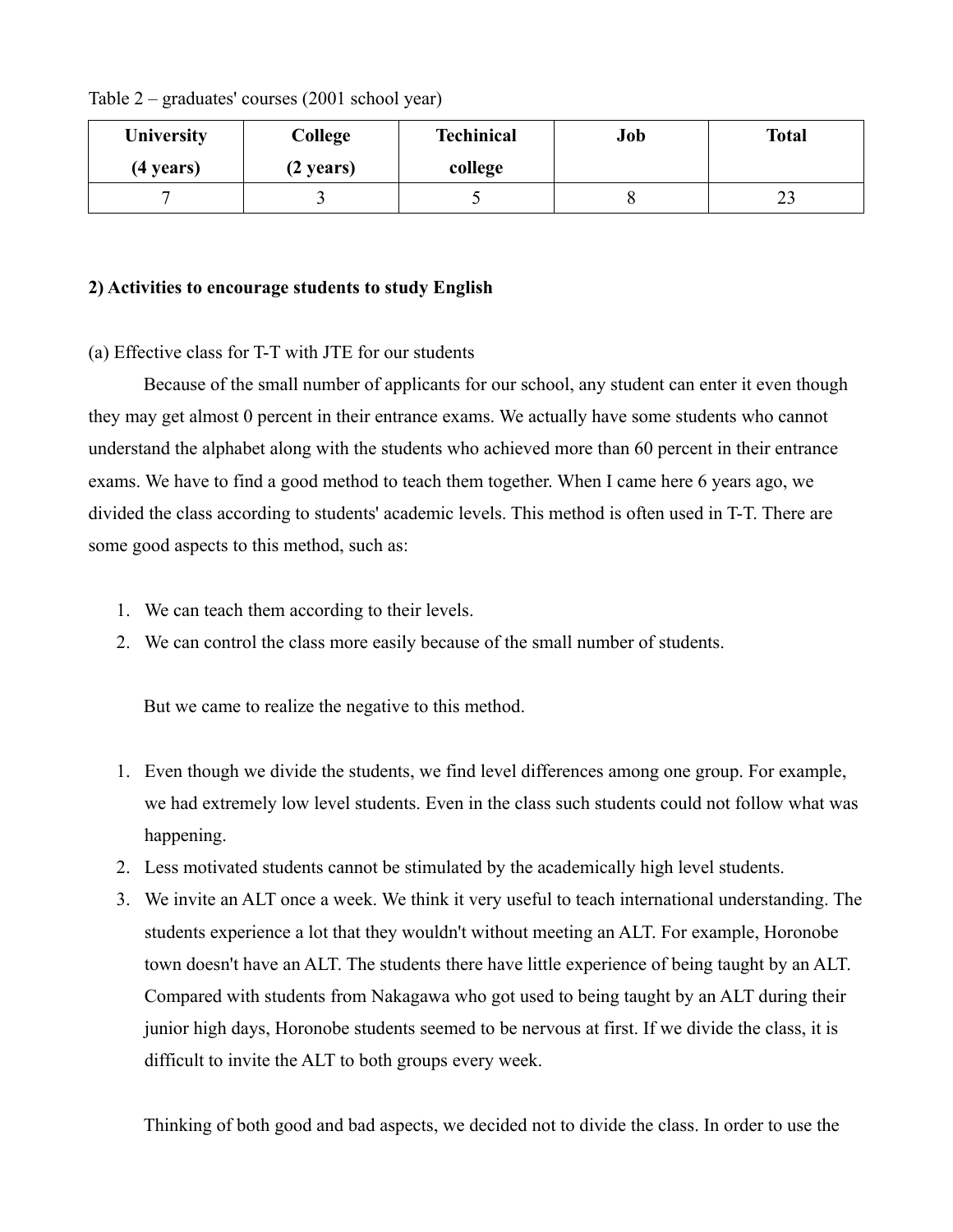Table 2 – graduates' courses (2001 school year)

| University (4 years) | College (2 years) | Techinical college | Job | Total |
|---|---|---|---|---|
| 7 | 3 | 5 | 8 | 23 |

**2) Activities to encourage students to study English**

(a) Effective class for T-T with JTE for our students

Because of the small number of applicants for our school, any student can enter it even though they may get almost 0 percent in their entrance exams. We actually have some students who cannot understand the alphabet along with the students who achieved more than 60 percent in their entrance exams. We have to find a good method to teach them together. When I came here 6 years ago, we divided the class according to students' academic levels. This method is often used in T-T. There are some good aspects to this method, such as:

1. We can teach them according to their levels.
2. We can control the class more easily because of the small number of students.

But we came to realize the negative to this method.

1. Even though we divide the students, we find level differences among one group. For example, we had extremely low level students. Even in the class such students could not follow what was happening.
2. Less motivated students cannot be stimulated by the academically high level students.
3. We invite an ALT once a week. We think it very useful to teach international understanding. The students experience a lot that they wouldn't without meeting an ALT. For example, Horonobe town doesn't have an ALT. The students there have little experience of being taught by an ALT. Compared with students from Nakagawa who got used to being taught by an ALT during their junior high days, Horonobe students seemed to be nervous at first. If we divide the class, it is difficult to invite the ALT to both groups every week.

Thinking of both good and bad aspects, we decided not to divide the class. In order to use the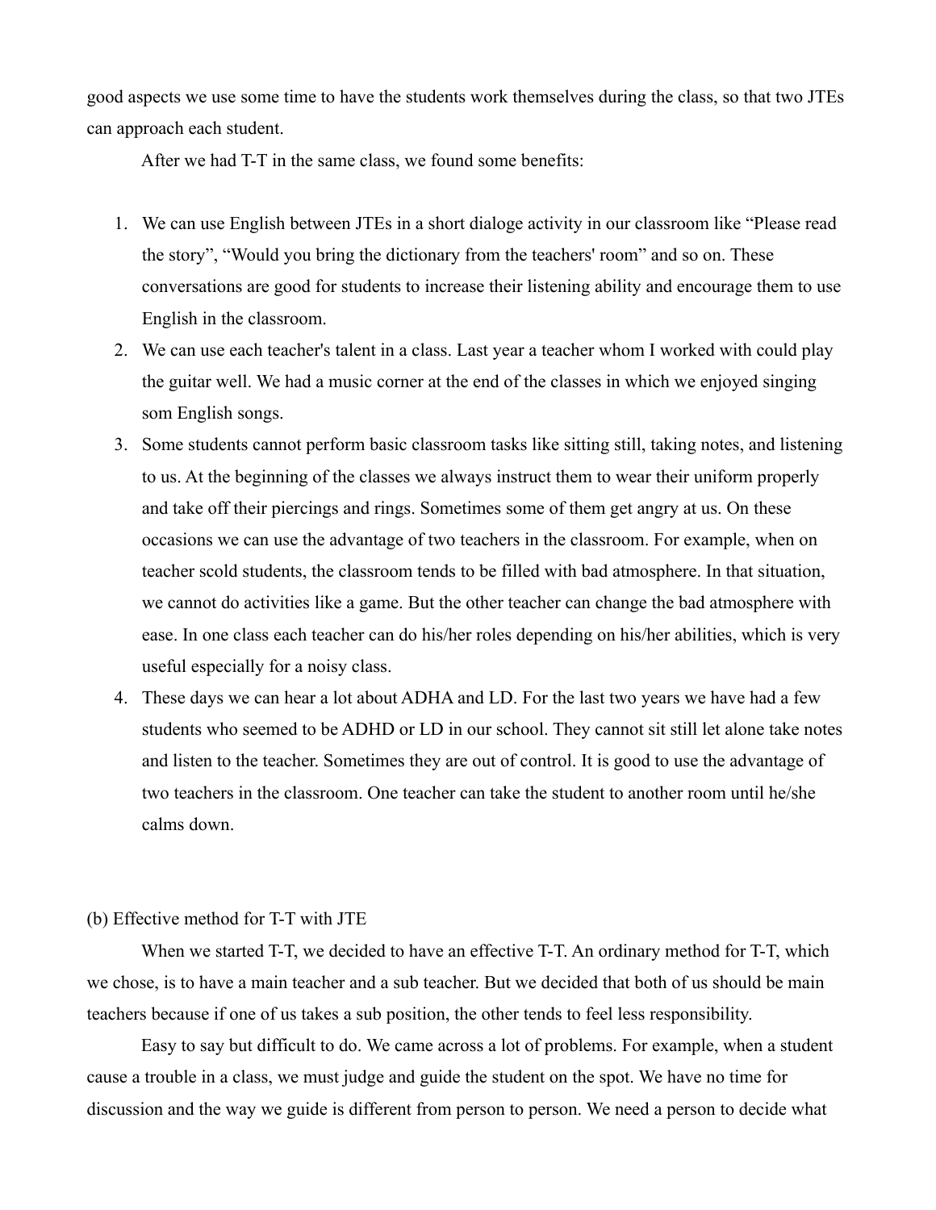good aspects we use some time to have the students work themselves during the class, so that two JTEs can approach each student.

After we had T-T in the same class, we found some benefits:

1. We can use English between JTEs in a short dialoge activity in our classroom like "Please read the story", "Would you bring the dictionary from the teachers' room" and so on. These conversations are good for students to increase their listening ability and encourage them to use English in the classroom.
2. We can use each teacher's talent in a class. Last year a teacher whom I worked with could play the guitar well. We had a music corner at the end of the classes in which we enjoyed singing som English songs.
3. Some students cannot perform basic classroom tasks like sitting still, taking notes, and listening to us. At the beginning of the classes we always instruct them to wear their uniform properly and take off their piercings and rings. Sometimes some of them get angry at us. On these occasions we can use the advantage of two teachers in the classroom. For example, when on teacher scold students, the classroom tends to be filled with bad atmosphere. In that situation, we cannot do activities like a game. But the other teacher can change the bad atmosphere with ease. In one class each teacher can do his/her roles depending on his/her abilities, which is very useful especially for a noisy class.
4. These days we can hear a lot about ADHA and LD. For the last two years we have had a few students who seemed to be ADHD or LD in our school. They cannot sit still let alone take notes and listen to the teacher. Sometimes they are out of control. It is good to use the advantage of two teachers in the classroom. One teacher can take the student to another room until he/she calms down.

(b) Effective method for T-T with JTE

When we started T-T, we decided to have an effective T-T. An ordinary method for T-T, which we chose, is to have a main teacher and a sub teacher. But we decided that both of us should be main teachers because if one of us takes a sub position, the other tends to feel less responsibility.

Easy to say but difficult to do. We came across a lot of problems. For example, when a student cause a trouble in a class, we must judge and guide the student on the spot. We have no time for discussion and the way we guide is different from person to person. We need a person to decide what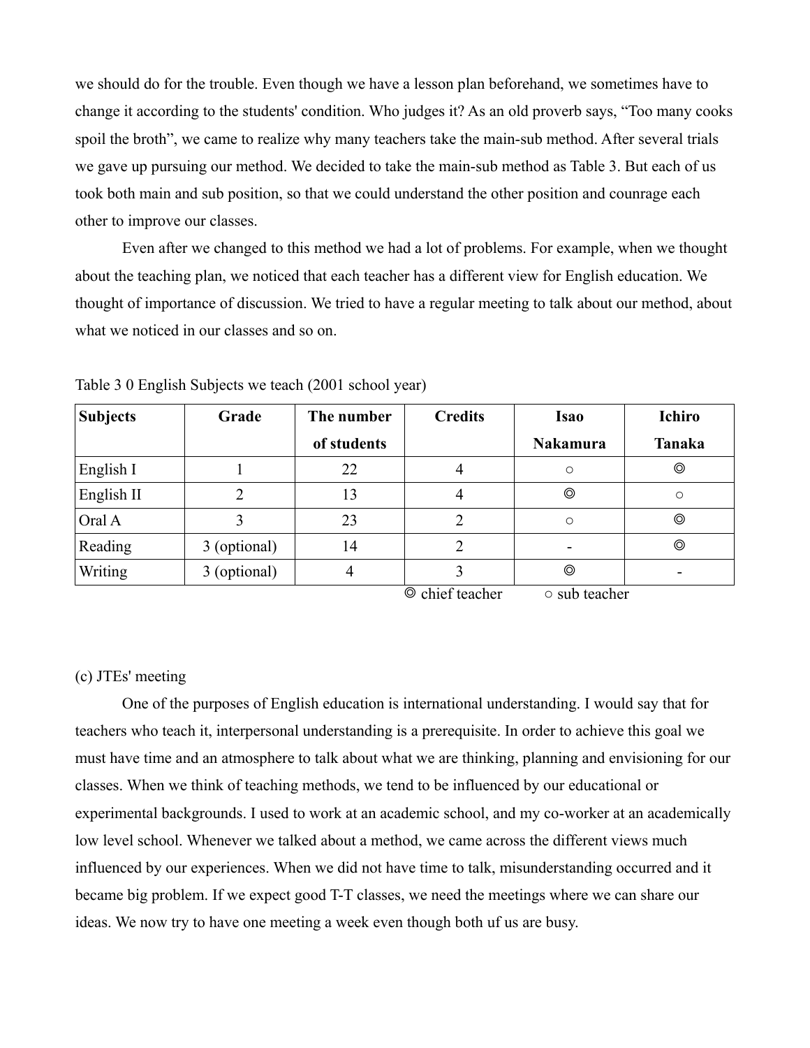we should do for the trouble. Even though we have a lesson plan beforehand, we sometimes have to change it according to the students' condition. Who judges it? As an old proverb says, “Too many cooks spoil the broth”, we came to realize why many teachers take the main-sub method. After several trials we gave up pursuing our method. We decided to take the main-sub method as Table 3. But each of us took both main and sub position, so that we could understand the other position and counrage each other to improve our classes.

Even after we changed to this method we had a lot of problems. For example, when we thought about the teaching plan, we noticed that each teacher has a different view for English education. We thought of importance of discussion. We tried to have a regular meeting to talk about our method, about what we noticed in our classes and so on.

Table 3 0 English Subjects we teach (2001 school year)

| Subjects | Grade | The number of students | Credits | Isao Nakamura | Ichiro Tanaka |
|---|---|---|---|---|---|
| English I | 1 | 22 | 4 | ○ | ◎ |
| English II | 2 | 13 | 4 | ◎ | ○ |
| Oral A | 3 | 23 | 2 | ○ | ◎ |
| Reading | 3 (optional) | 14 | 2 | - | ◎ |
| Writing | 3 (optional) | 4 | 3 | ◎ | - |

◎ chief teacher ○ sub teacher

(c) JTEs' meeting

One of the purposes of English education is international understanding. I would say that for teachers who teach it, interpersonal understanding is a prerequisite. In order to achieve this goal we must have time and an atmosphere to talk about what we are thinking, planning and envisioning for our classes. When we think of teaching methods, we tend to be influenced by our educational or experimental backgrounds. I used to work at an academic school, and my co-worker at an academically low level school. Whenever we talked about a method, we came across the different views much influenced by our experiences. When we did not have time to talk, misunderstanding occurred and it became big problem. If we expect good T-T classes, we need the meetings where we can share our ideas. We now try to have one meeting a week even though both uf us are busy.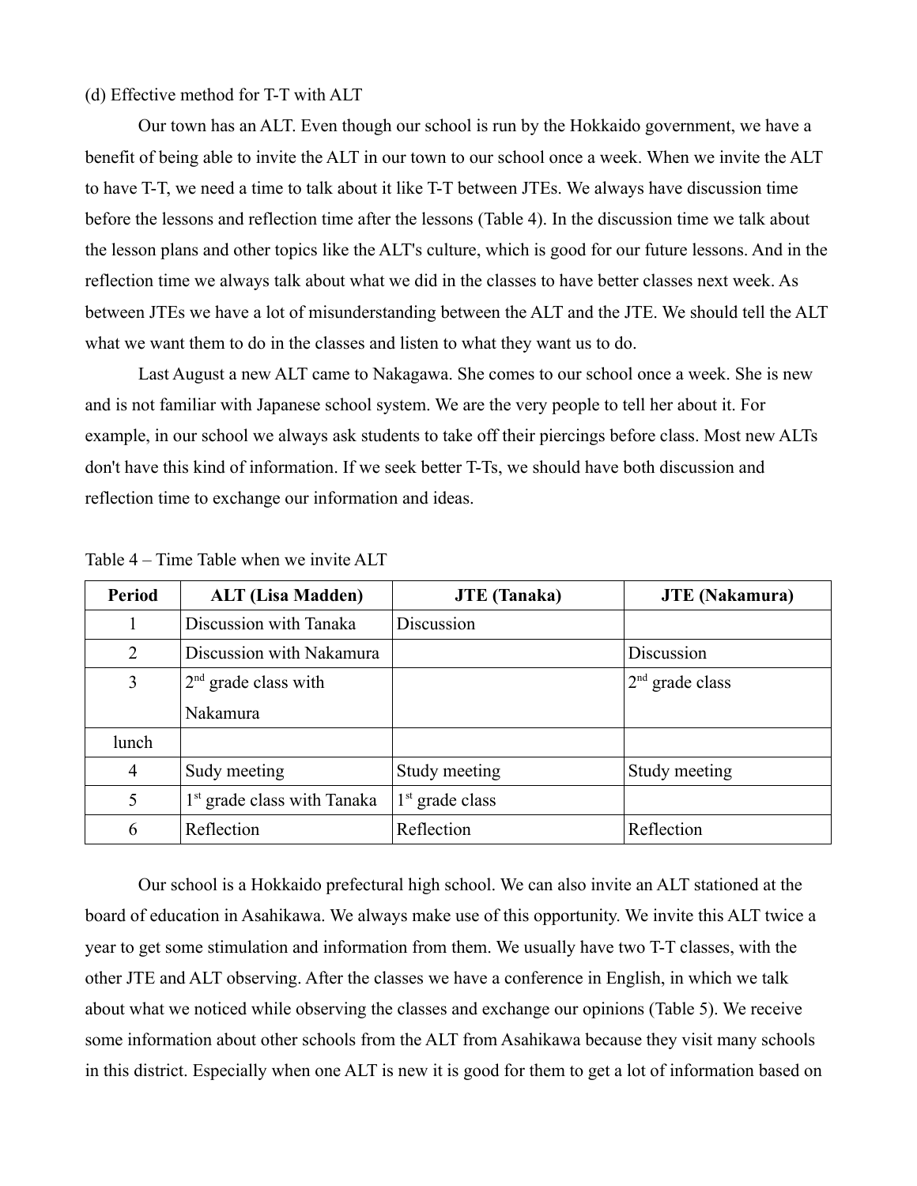(d) Effective method for T-T with ALT

Our town has an ALT. Even though our school is run by the Hokkaido government, we have a benefit of being able to invite the ALT in our town to our school once a week. When we invite the ALT to have T-T, we need a time to talk about it like T-T between JTEs. We always have discussion time before the lessons and reflection time after the lessons (Table 4). In the discussion time we talk about the lesson plans and other topics like the ALT's culture, which is good for our future lessons. And in the reflection time we always talk about what we did in the classes to have better classes next week. As between JTEs we have a lot of misunderstanding between the ALT and the JTE. We should tell the ALT what we want them to do in the classes and listen to what they want us to do.

Last August a new ALT came to Nakagawa. She comes to our school once a week. She is new and is not familiar with Japanese school system. We are the very people to tell her about it. For example, in our school we always ask students to take off their piercings before class. Most new ALTs don't have this kind of information. If we seek better T-Ts, we should have both discussion and reflection time to exchange our information and ideas.

Table 4 – Time Table when we invite ALT

| Period | ALT (Lisa Madden) | JTE (Tanaka) | JTE (Nakamura) |
|---|---|---|---|
| 1 | Discussion with Tanaka | Discussion | |
| 2 | Discussion with Nakamura | | Discussion |
| 3 | 2nd grade class with Nakamura | | 2nd grade class |
| lunch | | | |
| 4 | Sudy meeting | Study meeting | Study meeting |
| 5 | 1st grade class with Tanaka | 1st grade class | |
| 6 | Reflection | Reflection | Reflection |

Our school is a Hokkaido prefectural high school. We can also invite an ALT stationed at the board of education in Asahikawa. We always make use of this opportunity. We invite this ALT twice a year to get some stimulation and information from them. We usually have two T-T classes, with the other JTE and ALT observing. After the classes we have a conference in English, in which we talk about what we noticed while observing the classes and exchange our opinions (Table 5). We receive some information about other schools from the ALT from Asahikawa because they visit many schools in this district. Especially when one ALT is new it is good for them to get a lot of information based on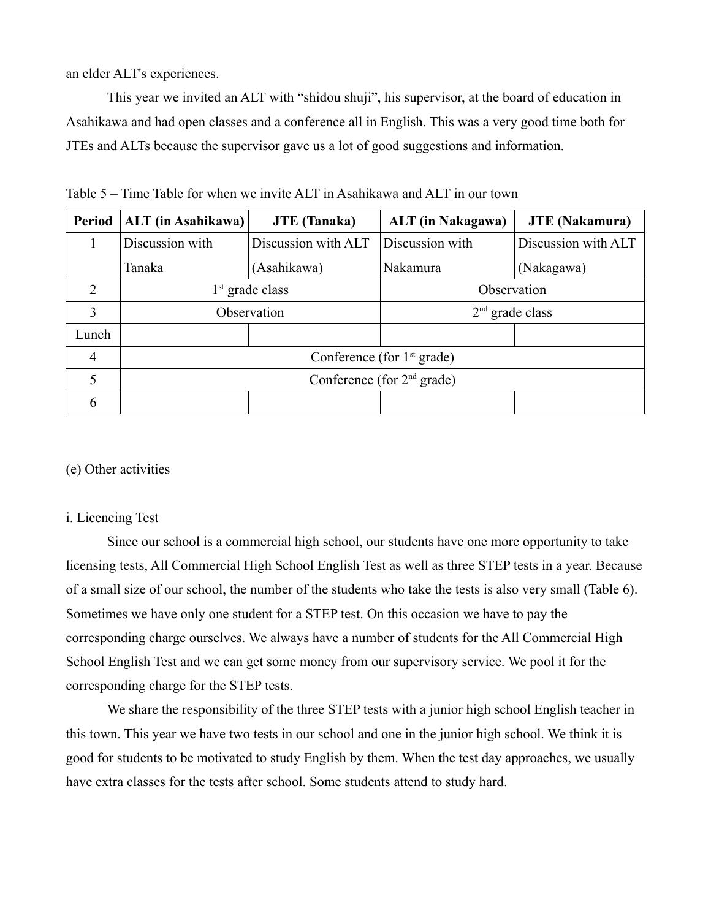an elder ALT's experiences.

This year we invited an ALT with “shidou shuji”, his supervisor, at the board of education in Asahikawa and had open classes and a conference all in English. This was a very good time both for JTEs and ALTs because the supervisor gave us a lot of good suggestions and information.

Table 5 – Time Table for when we invite ALT in Asahikawa and ALT in our town

| Period | ALT (in Asahikawa) | JTE (Tanaka) | ALT (in Nakagawa) | JTE (Nakamura) |
|---|---|---|---|---|
| 1 | Discussion with Tanaka | Discussion with ALT (Asahikawa) | Discussion with Nakamura | Discussion with ALT (Nakagawa) |
| 2 | 1st grade class | | Observation | |
| 3 | Observation | | 2nd grade class | |
| Lunch | | | | |
| 4 | Conference (for 1st grade) | | | |
| 5 | Conference (for 2nd grade) | | | |
| 6 | | | | |

(e) Other activities

i. Licencing Test

Since our school is a commercial high school, our students have one more opportunity to take licensing tests, All Commercial High School English Test as well as three STEP tests in a year. Because of a small size of our school, the number of the students who take the tests is also very small (Table 6). Sometimes we have only one student for a STEP test. On this occasion we have to pay the corresponding charge ourselves. We always have a number of students for the All Commercial High School English Test and we can get some money from our supervisory service. We pool it for the corresponding charge for the STEP tests.

We share the responsibility of the three STEP tests with a junior high school English teacher in this town. This year we have two tests in our school and one in the junior high school. We think it is good for students to be motivated to study English by them. When the test day approaches, we usually have extra classes for the tests after school. Some students attend to study hard.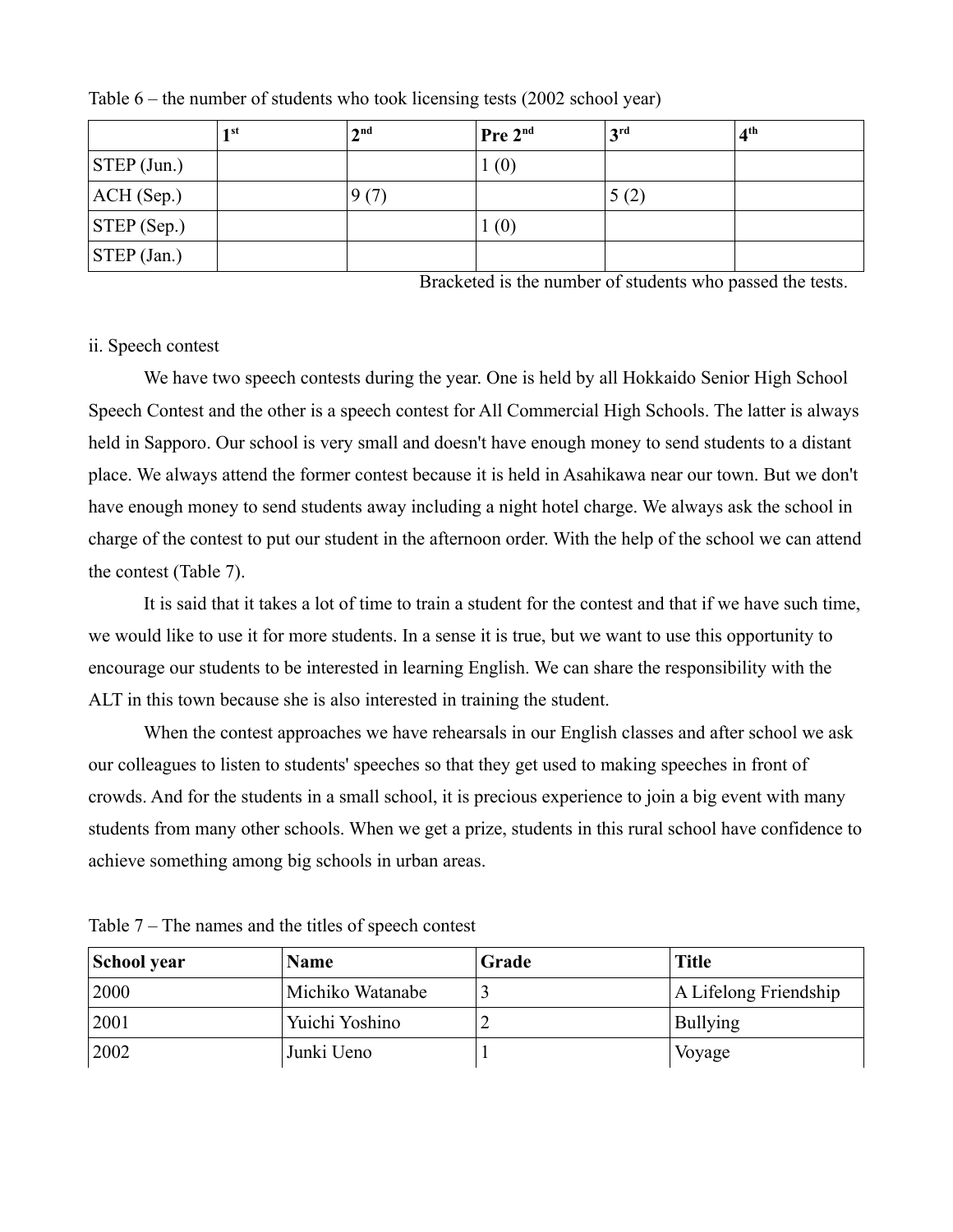Table 6 – the number of students who took licensing tests (2002 school year)

| | 1st | 2nd | Pre 2nd | 3rd | 4th |
|---|---|---|---|---|---|
| STEP (Jun.) | | | 1 (0) | | |
| ACH (Sep.) | | 9 (7) | | 5 (2) | |
| STEP (Sep.) | | | 1 (0) | | |
| STEP (Jan.) | | | | | |

Bracketed is the number of students who passed the tests.

ii. Speech contest

We have two speech contests during the year. One is held by all Hokkaido Senior High School Speech Contest and the other is a speech contest for All Commercial High Schools. The latter is always held in Sapporo. Our school is very small and doesn't have enough money to send students to a distant place. We always attend the former contest because it is held in Asahikawa near our town. But we don't have enough money to send students away including a night hotel charge. We always ask the school in charge of the contest to put our student in the afternoon order. With the help of the school we can attend the contest (Table 7).

It is said that it takes a lot of time to train a student for the contest and that if we have such time, we would like to use it for more students. In a sense it is true, but we want to use this opportunity to encourage our students to be interested in learning English. We can share the responsibility with the ALT in this town because she is also interested in training the student.

When the contest approaches we have rehearsals in our English classes and after school we ask our colleagues to listen to students' speeches so that they get used to making speeches in front of crowds. And for the students in a small school, it is precious experience to join a big event with many students from many other schools. When we get a prize, students in this rural school have confidence to achieve something among big schools in urban areas.

Table 7 – The names and the titles of speech contest

| School year | Name | Grade | Title |
|---|---|---|---|
| 2000 | Michiko Watanabe | 3 | A Lifelong Friendship |
| 2001 | Yuichi Yoshino | 2 | Bullying |
| 2002 | Junki Ueno | 1 | Voyage |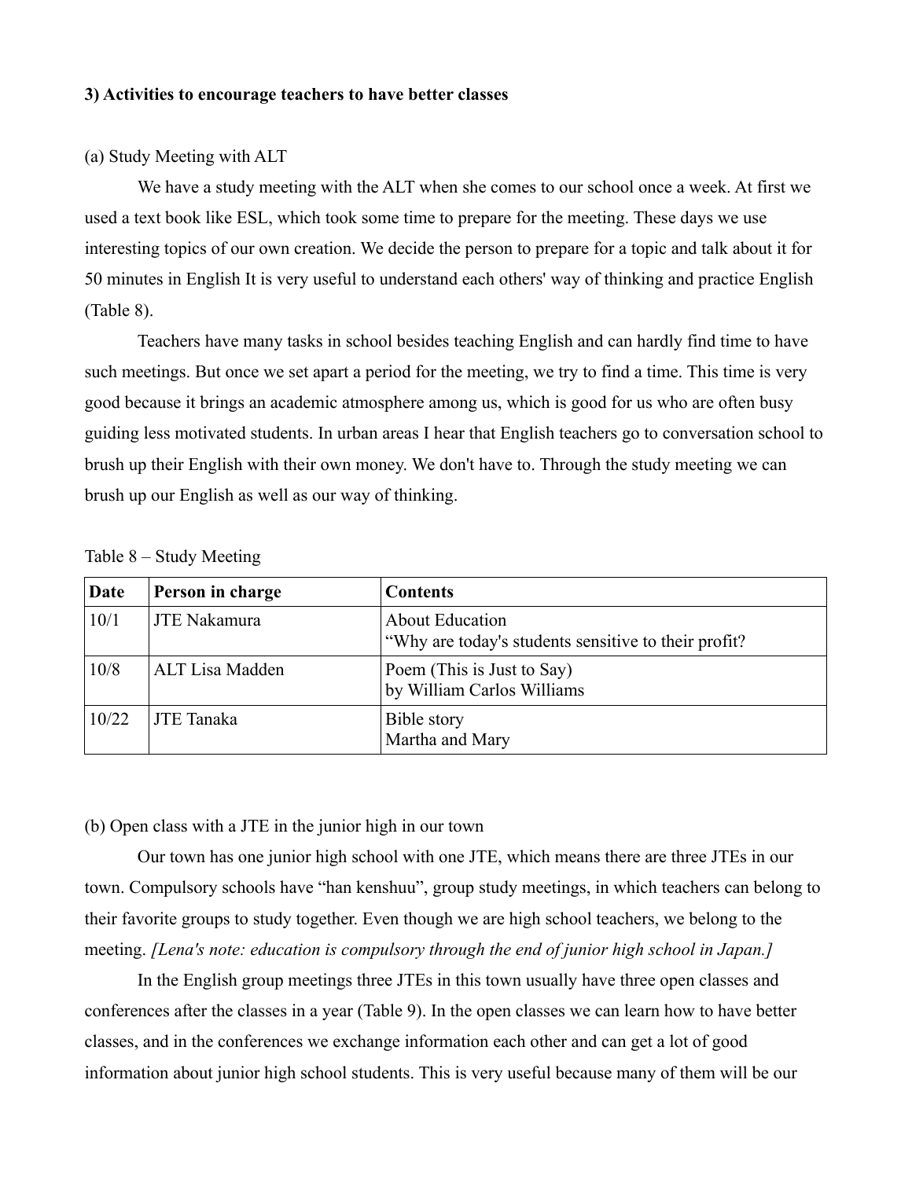**3) Activities to encourage teachers to have better classes**

(a) Study Meeting with ALT

We have a study meeting with the ALT when she comes to our school once a week. At first we used a text book like ESL, which took some time to prepare for the meeting. These days we use interesting topics of our own creation. We decide the person to prepare for a topic and talk about it for 50 minutes in English It is very useful to understand each others' way of thinking and practice English (Table 8).

Teachers have many tasks in school besides teaching English and can hardly find time to have such meetings. But once we set apart a period for the meeting, we try to find a time. This time is very good because it brings an academic atmosphere among us, which is good for us who are often busy guiding less motivated students. In urban areas I hear that English teachers go to conversation school to brush up their English with their own money. We don't have to. Through the study meeting we can brush up our English as well as our way of thinking.

Table 8 – Study Meeting

| Date | Person in charge | Contents |
|---|---|---|
| 10/1 | JTE Nakamura | About Education<br>“Why are today's students sensitive to their profit? |
| 10/8 | ALT Lisa Madden | Poem (This is Just to Say)<br>by William Carlos Williams |
| 10/22 | JTE Tanaka | Bible story<br>Martha and Mary |

(b) Open class with a JTE in the junior high in our town

Our town has one junior high school with one JTE, which means there are three JTEs in our town. Compulsory schools have “han kenshuu”, group study meetings, in which teachers can belong to their favorite groups to study together. Even though we are high school teachers, we belong to the meeting. *[Lena's note: education is compulsory through the end of junior high school in Japan.]*

In the English group meetings three JTEs in this town usually have three open classes and conferences after the classes in a year (Table 9). In the open classes we can learn how to have better classes, and in the conferences we exchange information each other and can get a lot of good information about junior high school students. This is very useful because many of them will be our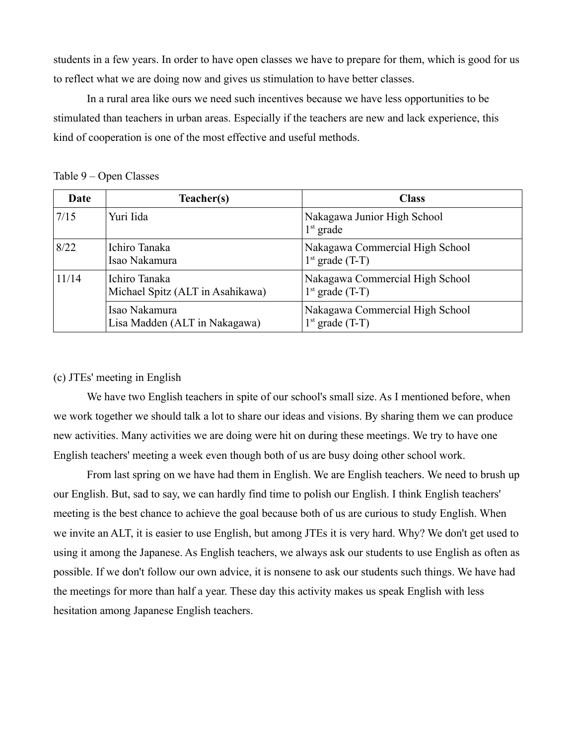students in a few years. In order to have open classes we have to prepare for them, which is good for us to reflect what we are doing now and gives us stimulation to have better classes.

In a rural area like ours we need such incentives because we have less opportunities to be stimulated than teachers in urban areas. Especially if the teachers are new and lack experience, this kind of cooperation is one of the most effective and useful methods.

Table 9 – Open Classes

| Date | Teacher(s) | Class |
|---|---|---|
| 7/15 | Yuri Iida | Nakagawa Junior High School<br>1st grade |
| 8/22 | Ichiro Tanaka<br>Isao Nakamura | Nakagawa Commercial High School<br>1st grade (T-T) |
| 11/14 | Ichiro Tanaka<br>Michael Spitz (ALT in Asahikawa) | Nakagawa Commercial High School<br>1st grade (T-T) |
| | Isao Nakamura<br>Lisa Madden (ALT in Nakagawa) | Nakagawa Commercial High School<br>1st grade (T-T) |

(c) JTEs' meeting in English

We have two English teachers in spite of our school's small size. As I mentioned before, when we work together we should talk a lot to share our ideas and visions. By sharing them we can produce new activities. Many activities we are doing were hit on during these meetings. We try to have one English teachers' meeting a week even though both of us are busy doing other school work.

From last spring on we have had them in English. We are English teachers. We need to brush up our English. But, sad to say, we can hardly find time to polish our English. I think English teachers' meeting is the best chance to achieve the goal because both of us are curious to study English. When we invite an ALT, it is easier to use English, but among JTEs it is very hard. Why? We don't get used to using it among the Japanese. As English teachers, we always ask our students to use English as often as possible. If we don't follow our own advice, it is nonsene to ask our students such things. We have had the meetings for more than half a year. These day this activity makes us speak English with less hesitation among Japanese English teachers.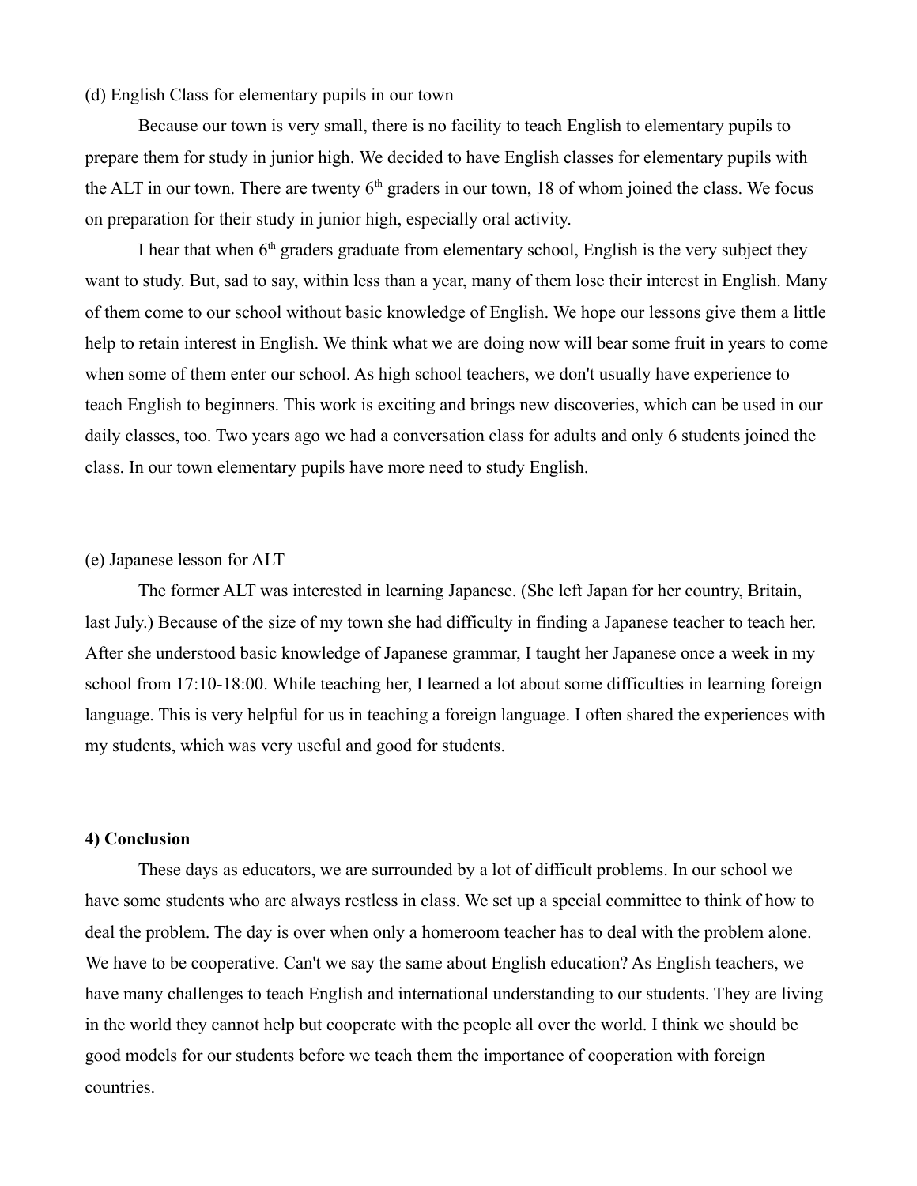(d) English Class for elementary pupils in our town

Because our town is very small, there is no facility to teach English to elementary pupils to prepare them for study in junior high. We decided to have English classes for elementary pupils with the ALT in our town. There are twenty 6th graders in our town, 18 of whom joined the class. We focus on preparation for their study in junior high, especially oral activity.

I hear that when 6th graders graduate from elementary school, English is the very subject they want to study. But, sad to say, within less than a year, many of them lose their interest in English. Many of them come to our school without basic knowledge of English. We hope our lessons give them a little help to retain interest in English. We think what we are doing now will bear some fruit in years to come when some of them enter our school. As high school teachers, we don't usually have experience to teach English to beginners. This work is exciting and brings new discoveries, which can be used in our daily classes, too. Two years ago we had a conversation class for adults and only 6 students joined the class. In our town elementary pupils have more need to study English.

(e) Japanese lesson for ALT

The former ALT was interested in learning Japanese. (She left Japan for her country, Britain, last July.) Because of the size of my town she had difficulty in finding a Japanese teacher to teach her. After she understood basic knowledge of Japanese grammar, I taught her Japanese once a week in my school from 17:10-18:00. While teaching her, I learned a lot about some difficulties in learning foreign language. This is very helpful for us in teaching a foreign language. I often shared the experiences with my students, which was very useful and good for students.

**4) Conclusion**

These days as educators, we are surrounded by a lot of difficult problems. In our school we have some students who are always restless in class. We set up a special committee to think of how to deal the problem. The day is over when only a homeroom teacher has to deal with the problem alone. We have to be cooperative. Can't we say the same about English education? As English teachers, we have many challenges to teach English and international understanding to our students. They are living in the world they cannot help but cooperate with the people all over the world. I think we should be good models for our students before we teach them the importance of cooperation with foreign countries.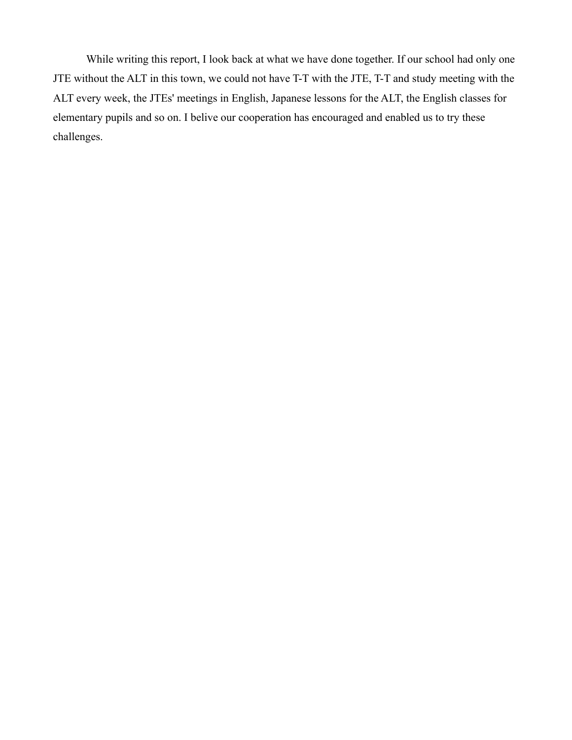While writing this report, I look back at what we have done together. If our school had only one JTE without the ALT in this town, we could not have T-T with the JTE, T-T and study meeting with the ALT every week, the JTEs' meetings in English, Japanese lessons for the ALT, the English classes for elementary pupils and so on. I belive our cooperation has encouraged and enabled us to try these challenges.